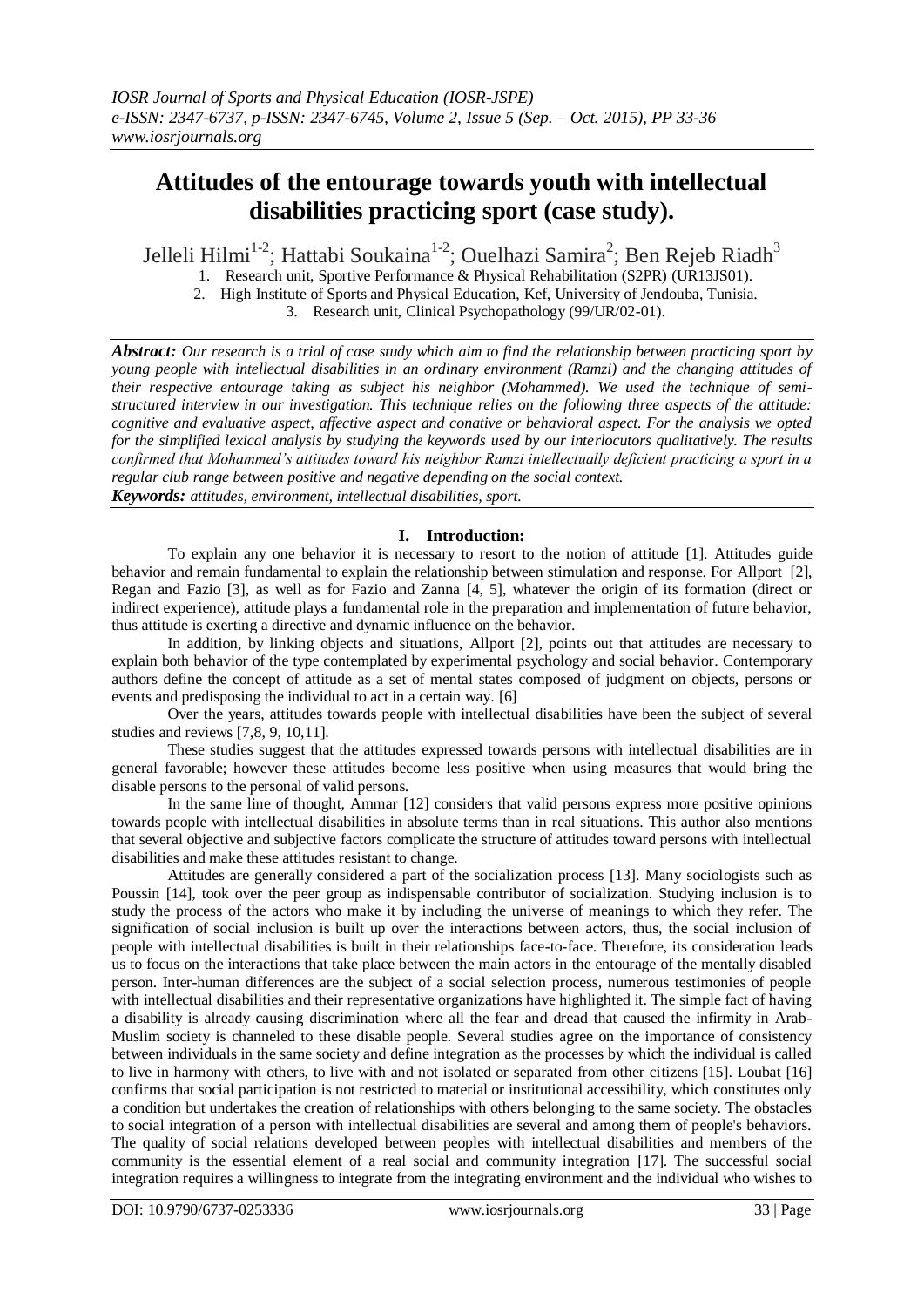# Attitudes of the entourage towards youth with intellectual disabilities practicing sport (case study).

Jelleli Hilmi[1-2]; Hattabi Soukaina[1-2]; Ouelhazi Samira[2]; Ben Rejeb Riadh[3]

1. Research unit, Sportive Performance & Physical Rehabilitation (S2PR) (UR13JS01).
2. High Institute of Sports and Physical Education, Kef, University of Jendouba, Tunisia.
3. Research unit, Clinical Psychopathology (99/UR/02-01).

***Abstract:*** *Our research is a trial of case study which aim to find the relationship between practicing sport by young people with intellectual disabilities in an ordinary environment (Ramzi) and the changing attitudes of their respective entourage taking as subject his neighbor (Mohammed). We used the technique of semi-structured interview in our investigation. This technique relies on the following three aspects of the attitude: cognitive and evaluative aspect, affective aspect and conative or behavioral aspect. For the analysis we opted for the simplified lexical analysis by studying the keywords used by our interlocutors qualitatively. The results confirmed that Mohammed's attitudes toward his neighbor Ramzi intellectually deficient practicing a sport in a regular club range between positive and negative depending on the social context.*

***Keywords:*** *attitudes, environment, intellectual disabilities, sport.*

## I. Introduction:

To explain any one behavior it is necessary to resort to the notion of attitude [1]. Attitudes guide behavior and remain fundamental to explain the relationship between stimulation and response. For Allport [2], Regan and Fazio [3], as well as for Fazio and Zanna [4, 5], whatever the origin of its formation (direct or indirect experience), attitude plays a fundamental role in the preparation and implementation of future behavior, thus attitude is exerting a directive and dynamic influence on the behavior.

In addition, by linking objects and situations, Allport [2], points out that attitudes are necessary to explain both behavior of the type contemplated by experimental psychology and social behavior. Contemporary authors define the concept of attitude as a set of mental states composed of judgment on objects, persons or events and predisposing the individual to act in a certain way. [6]

Over the years, attitudes towards people with intellectual disabilities have been the subject of several studies and reviews [7,8, 9, 10,11].

These studies suggest that the attitudes expressed towards persons with intellectual disabilities are in general favorable; however these attitudes become less positive when using measures that would bring the disable persons to the personal of valid persons.

In the same line of thought, Ammar [12] considers that valid persons express more positive opinions towards people with intellectual disabilities in absolute terms than in real situations. This author also mentions that several objective and subjective factors complicate the structure of attitudes toward persons with intellectual disabilities and make these attitudes resistant to change.

Attitudes are generally considered a part of the socialization process [13]. Many sociologists such as Poussin [14], took over the peer group as indispensable contributor of socialization. Studying inclusion is to study the process of the actors who make it by including the universe of meanings to which they refer. The signification of social inclusion is built up over the interactions between actors, thus, the social inclusion of people with intellectual disabilities is built in their relationships face-to-face. Therefore, its consideration leads us to focus on the interactions that take place between the main actors in the entourage of the mentally disabled person. Inter-human differences are the subject of a social selection process, numerous testimonies of people with intellectual disabilities and their representative organizations have highlighted it. The simple fact of having a disability is already causing discrimination where all the fear and dread that caused the infirmity in Arab-Muslim society is channeled to these disable people. Several studies agree on the importance of consistency between individuals in the same society and define integration as the processes by which the individual is called to live in harmony with others, to live with and not isolated or separated from other citizens [15]. Loubat [16] confirms that social participation is not restricted to material or institutional accessibility, which constitutes only a condition but undertakes the creation of relationships with others belonging to the same society. The obstacles to social integration of a person with intellectual disabilities are several and among them of people's behaviors. The quality of social relations developed between peoples with intellectual disabilities and members of the community is the essential element of a real social and community integration [17]. The successful social integration requires a willingness to integrate from the integrating environment and the individual who wishes to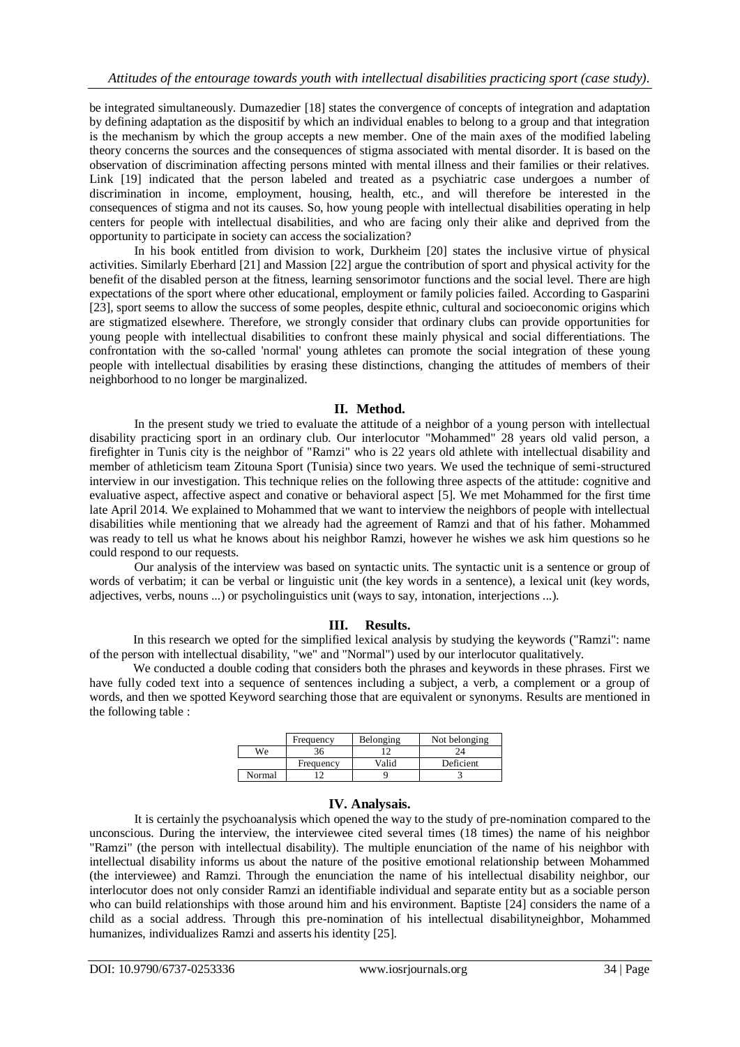be integrated simultaneously. Dumazedier [18] states the convergence of concepts of integration and adaptation by defining adaptation as the dispositif by which an individual enables to belong to a group and that integration is the mechanism by which the group accepts a new member. One of the main axes of the modified labeling theory concerns the sources and the consequences of stigma associated with mental disorder. It is based on the observation of discrimination affecting persons minted with mental illness and their families or their relatives. Link [19] indicated that the person labeled and treated as a psychiatric case undergoes a number of discrimination in income, employment, housing, health, etc., and will therefore be interested in the consequences of stigma and not its causes. So, how young people with intellectual disabilities operating in help centers for people with intellectual disabilities, and who are facing only their alike and deprived from the opportunity to participate in society can access the socialization?

In his book entitled from division to work, Durkheim [20] states the inclusive virtue of physical activities. Similarly Eberhard [21] and Massion [22] argue the contribution of sport and physical activity for the benefit of the disabled person at the fitness, learning sensorimotor functions and the social level. There are high expectations of the sport where other educational, employment or family policies failed. According to Gasparini [23], sport seems to allow the success of some peoples, despite ethnic, cultural and socioeconomic origins which are stigmatized elsewhere. Therefore, we strongly consider that ordinary clubs can provide opportunities for young people with intellectual disabilities to confront these mainly physical and social differentiations. The confrontation with the so-called 'normal' young athletes can promote the social integration of these young people with intellectual disabilities by erasing these distinctions, changing the attitudes of members of their neighborhood to no longer be marginalized.

## II. Method.

In the present study we tried to evaluate the attitude of a neighbor of a young person with intellectual disability practicing sport in an ordinary club. Our interlocutor "Mohammed" 28 years old valid person, a firefighter in Tunis city is the neighbor of "Ramzi" who is 22 years old athlete with intellectual disability and member of athleticism team Zitouna Sport (Tunisia) since two years. We used the technique of semi-structured interview in our investigation. This technique relies on the following three aspects of the attitude: cognitive and evaluative aspect, affective aspect and conative or behavioral aspect [5]. We met Mohammed for the first time late April 2014. We explained to Mohammed that we want to interview the neighbors of people with intellectual disabilities while mentioning that we already had the agreement of Ramzi and that of his father. Mohammed was ready to tell us what he knows about his neighbor Ramzi, however he wishes we ask him questions so he could respond to our requests.

Our analysis of the interview was based on syntactic units. The syntactic unit is a sentence or group of words of verbatim; it can be verbal or linguistic unit (the key words in a sentence), a lexical unit (key words, adjectives, verbs, nouns ...) or psycholinguistics unit (ways to say, intonation, interjections ...).

## III. Results.

In this research we opted for the simplified lexical analysis by studying the keywords ("Ramzi": name of the person with intellectual disability, "we" and "Normal") used by our interlocutor qualitatively.

We conducted a double coding that considers both the phrases and keywords in these phrases. First we have fully coded text into a sequence of sentences including a subject, a verb, a complement or a group of words, and then we spotted Keyword searching those that are equivalent or synonyms. Results are mentioned in the following table :

| | Frequency | Belonging | Not belonging |
|---|---|---|---|
| We | 36 | 12 | 24 |
| | Frequency | Valid | Deficient |
| Normal | 12 | 9 | 3 |

## IV. Analysais.

It is certainly the psychoanalysis which opened the way to the study of pre-nomination compared to the unconscious. During the interview, the interviewee cited several times (18 times) the name of his neighbor "Ramzi" (the person with intellectual disability). The multiple enunciation of the name of his neighbor with intellectual disability informs us about the nature of the positive emotional relationship between Mohammed (the interviewee) and Ramzi. Through the enunciation the name of his intellectual disability neighbor, our interlocutor does not only consider Ramzi an identifiable individual and separate entity but as a sociable person who can build relationships with those around him and his environment. Baptiste [24] considers the name of a child as a social address. Through this pre-nomination of his intellectual disabilityneighbor, Mohammed humanizes, individualizes Ramzi and asserts his identity [25].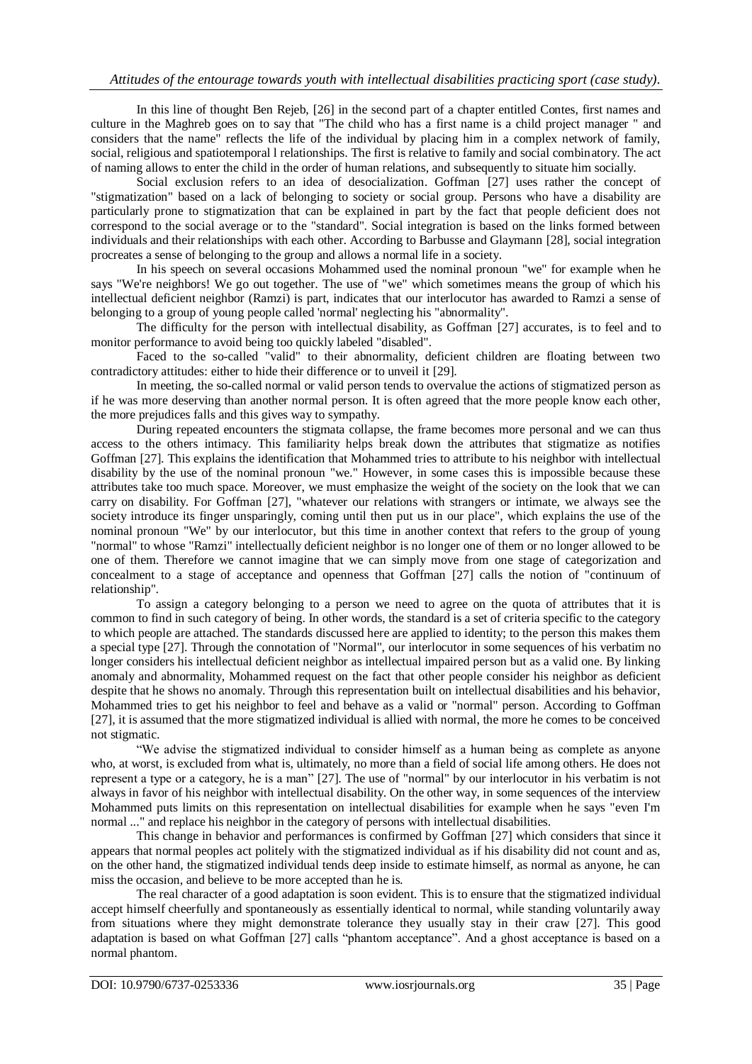In this line of thought Ben Rejeb, [26] in the second part of a chapter entitled Contes, first names and culture in the Maghreb goes on to say that "The child who has a first name is a child project manager " and considers that the name" reflects the life of the individual by placing him in a complex network of family, social, religious and spatiotemporal l relationships. The first is relative to family and social combinatory. The act of naming allows to enter the child in the order of human relations, and subsequently to situate him socially.

Social exclusion refers to an idea of desocialization. Goffman [27] uses rather the concept of "stigmatization" based on a lack of belonging to society or social group. Persons who have a disability are particularly prone to stigmatization that can be explained in part by the fact that people deficient does not correspond to the social average or to the "standard". Social integration is based on the links formed between individuals and their relationships with each other. According to Barbusse and Glaymann [28], social integration procreates a sense of belonging to the group and allows a normal life in a society.

In his speech on several occasions Mohammed used the nominal pronoun "we" for example when he says "We're neighbors! We go out together. The use of "we" which sometimes means the group of which his intellectual deficient neighbor (Ramzi) is part, indicates that our interlocutor has awarded to Ramzi a sense of belonging to a group of young people called 'normal' neglecting his "abnormality".

The difficulty for the person with intellectual disability, as Goffman [27] accurates, is to feel and to monitor performance to avoid being too quickly labeled "disabled".

Faced to the so-called "valid" to their abnormality, deficient children are floating between two contradictory attitudes: either to hide their difference or to unveil it [29].

In meeting, the so-called normal or valid person tends to overvalue the actions of stigmatized person as if he was more deserving than another normal person. It is often agreed that the more people know each other, the more prejudices falls and this gives way to sympathy.

During repeated encounters the stigmata collapse, the frame becomes more personal and we can thus access to the others intimacy. This familiarity helps break down the attributes that stigmatize as notifies Goffman [27]. This explains the identification that Mohammed tries to attribute to his neighbor with intellectual disability by the use of the nominal pronoun "we." However, in some cases this is impossible because these attributes take too much space. Moreover, we must emphasize the weight of the society on the look that we can carry on disability. For Goffman [27], "whatever our relations with strangers or intimate, we always see the society introduce its finger unsparingly, coming until then put us in our place", which explains the use of the nominal pronoun "We" by our interlocutor, but this time in another context that refers to the group of young "normal" to whose "Ramzi" intellectually deficient neighbor is no longer one of them or no longer allowed to be one of them. Therefore we cannot imagine that we can simply move from one stage of categorization and concealment to a stage of acceptance and openness that Goffman [27] calls the notion of "continuum of relationship".

To assign a category belonging to a person we need to agree on the quota of attributes that it is common to find in such category of being. In other words, the standard is a set of criteria specific to the category to which people are attached. The standards discussed here are applied to identity; to the person this makes them a special type [27]. Through the connotation of "Normal", our interlocutor in some sequences of his verbatim no longer considers his intellectual deficient neighbor as intellectual impaired person but as a valid one. By linking anomaly and abnormality, Mohammed request on the fact that other people consider his neighbor as deficient despite that he shows no anomaly. Through this representation built on intellectual disabilities and his behavior, Mohammed tries to get his neighbor to feel and behave as a valid or "normal" person. According to Goffman [27], it is assumed that the more stigmatized individual is allied with normal, the more he comes to be conceived not stigmatic.

"We advise the stigmatized individual to consider himself as a human being as complete as anyone who, at worst, is excluded from what is, ultimately, no more than a field of social life among others. He does not represent a type or a category, he is a man" [27]. The use of "normal" by our interlocutor in his verbatim is not always in favor of his neighbor with intellectual disability. On the other way, in some sequences of the interview Mohammed puts limits on this representation on intellectual disabilities for example when he says "even I'm normal ..." and replace his neighbor in the category of persons with intellectual disabilities.

This change in behavior and performances is confirmed by Goffman [27] which considers that since it appears that normal peoples act politely with the stigmatized individual as if his disability did not count and as, on the other hand, the stigmatized individual tends deep inside to estimate himself, as normal as anyone, he can miss the occasion, and believe to be more accepted than he is.

The real character of a good adaptation is soon evident. This is to ensure that the stigmatized individual accept himself cheerfully and spontaneously as essentially identical to normal, while standing voluntarily away from situations where they might demonstrate tolerance they usually stay in their craw [27]. This good adaptation is based on what Goffman [27] calls "phantom acceptance". And a ghost acceptance is based on a normal phantom.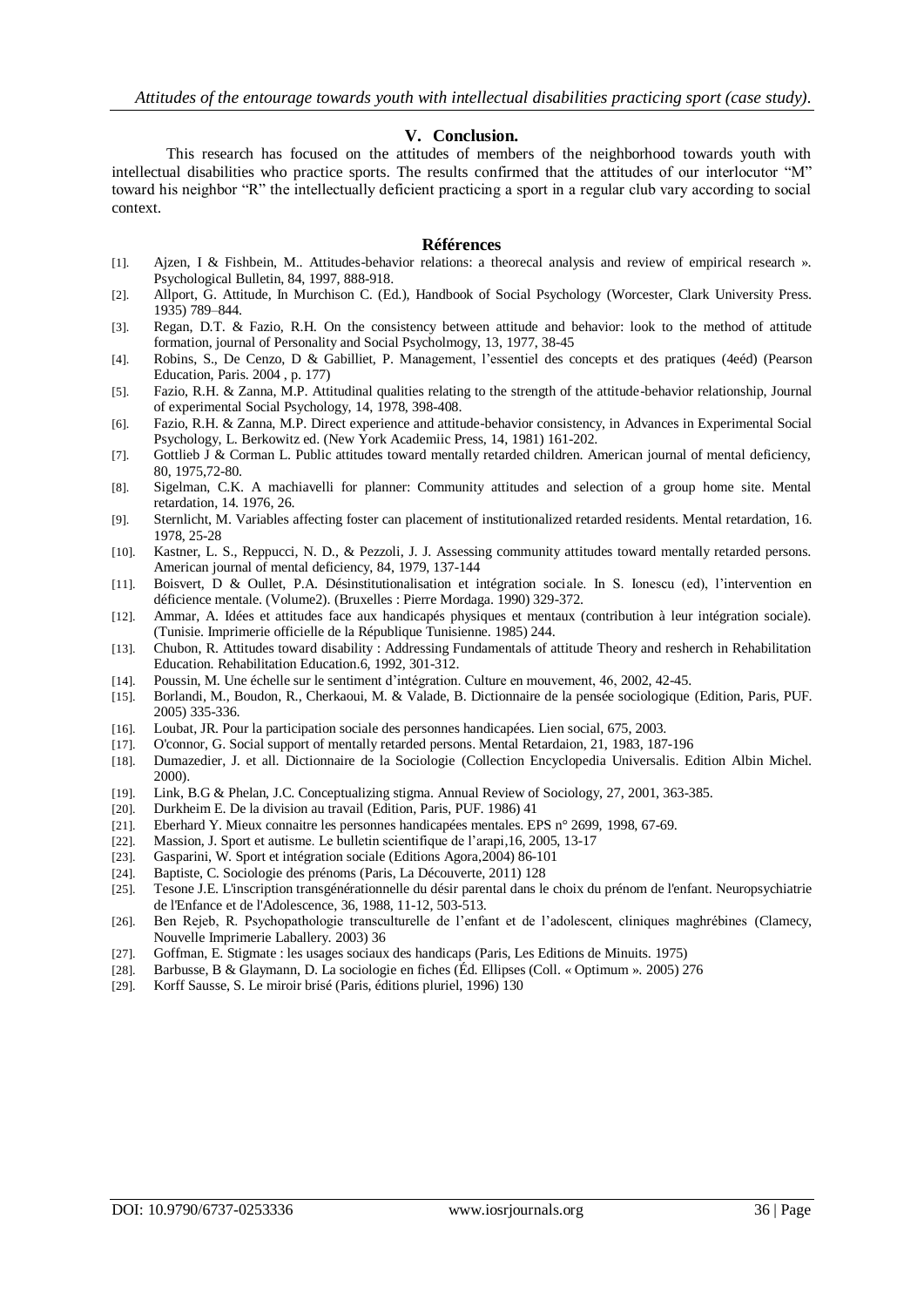## V. Conclusion.

This research has focused on the attitudes of members of the neighborhood towards youth with intellectual disabilities who practice sports. The results confirmed that the attitudes of our interlocutor "M" toward his neighbor "R" the intellectually deficient practicing a sport in a regular club vary according to social context.

## Références

[1]. Ajzen, I & Fishbein, M.. Attitudes-behavior relations: a theorecal analysis and review of empirical research ». Psychological Bulletin, 84, 1997, 888-918.

[2]. Allport, G. Attitude, In Murchison C. (Ed.), Handbook of Social Psychology (Worcester, Clark University Press. 1935) 789–844.

[3]. Regan, D.T. & Fazio, R.H. On the consistency between attitude and behavior: look to the method of attitude formation, journal of Personality and Social Psycholmogy, 13, 1977, 38-45

[4]. Robins, S., De Cenzo, D & Gabilliet, P. Management, l'essentiel des concepts et des pratiques (4eéd) (Pearson Education, Paris. 2004 , p. 177)

[5]. Fazio, R.H. & Zanna, M.P. Attitudinal qualities relating to the strength of the attitude-behavior relationship, Journal of experimental Social Psychology, 14, 1978, 398-408.

[6]. Fazio, R.H. & Zanna, M.P. Direct experience and attitude-behavior consistency, in Advances in Experimental Social Psychology, L. Berkowitz ed. (New York Academiic Press, 14, 1981) 161-202.

[7]. Gottlieb J & Corman L. Public attitudes toward mentally retarded children. American journal of mental deficiency, 80, 1975,72-80.

[8]. Sigelman, C.K. A machiavelli for planner: Community attitudes and selection of a group home site. Mental retardation, 14. 1976, 26.

[9]. Sternlicht, M. Variables affecting foster can placement of institutionalized retarded residents. Mental retardation, 16. 1978, 25-28

[10]. Kastner, L. S., Reppucci, N. D., & Pezzoli, J. J. Assessing community attitudes toward mentally retarded persons. American journal of mental deficiency, 84, 1979, 137-144

[11]. Boisvert, D & Oullet, P.A. Désinstitutionalisation et intégration sociale. In S. Ionescu (ed), l'intervention en déficience mentale. (Volume2). (Bruxelles : Pierre Mordaga. 1990) 329-372.

[12]. Ammar, A. Idées et attitudes face aux handicapés physiques et mentaux (contribution à leur intégration sociale). (Tunisie. Imprimerie officielle de la République Tunisienne. 1985) 244.

[13]. Chubon, R. Attitudes toward disability : Addressing Fundamentals of attitude Theory and resherch in Rehabilitation Education. Rehabilitation Education.6, 1992, 301-312.

[14]. Poussin, M. Une échelle sur le sentiment d'intégration. Culture en mouvement, 46, 2002, 42-45.

[15]. Borlandi, M., Boudon, R., Cherkaoui, M. & Valade, B. Dictionnaire de la pensée sociologique (Edition, Paris, PUF. 2005) 335-336.

[16]. Loubat, JR. Pour la participation sociale des personnes handicapées. Lien social, 675, 2003.

[17]. O'connor, G. Social support of mentally retarded persons. Mental Retardaion, 21, 1983, 187-196

[18]. Dumazedier, J. et all. Dictionnaire de la Sociologie (Collection Encyclopedia Universalis. Edition Albin Michel. 2000).

[19]. Link, B.G & Phelan, J.C. Conceptualizing stigma. Annual Review of Sociology, 27, 2001, 363-385.

[20]. Durkheim E. De la division au travail (Edition, Paris, PUF. 1986) 41

[21]. Eberhard Y. Mieux connaitre les personnes handicapées mentales. EPS n° 2699, 1998, 67-69.

[22]. Massion, J. Sport et autisme. Le bulletin scientifique de l'arapi,16, 2005, 13-17

[23]. Gasparini, W. Sport et intégration sociale (Editions Agora,2004) 86-101

[24]. Baptiste, C. Sociologie des prénoms (Paris, La Découverte, 2011) 128

[25]. Tesone J.E. L'inscription transgénérationnelle du désir parental dans le choix du prénom de l'enfant. Neuropsychiatrie de l'Enfance et de l'Adolescence, 36, 1988, 11-12, 503-513.

[26]. Ben Rejeb, R. Psychopathologie transculturelle de l'enfant et de l'adolescent, cliniques maghrébines (Clamecy, Nouvelle Imprimerie Laballery. 2003) 36

[27]. Goffman, E. Stigmate : les usages sociaux des handicaps (Paris, Les Editions de Minuits. 1975)

[28]. Barbusse, B & Glaymann, D. La sociologie en fiches (Éd. Ellipses (Coll. « Optimum ». 2005) 276

[29]. Korff Sausse, S. Le miroir brisé (Paris, éditions pluriel, 1996) 130